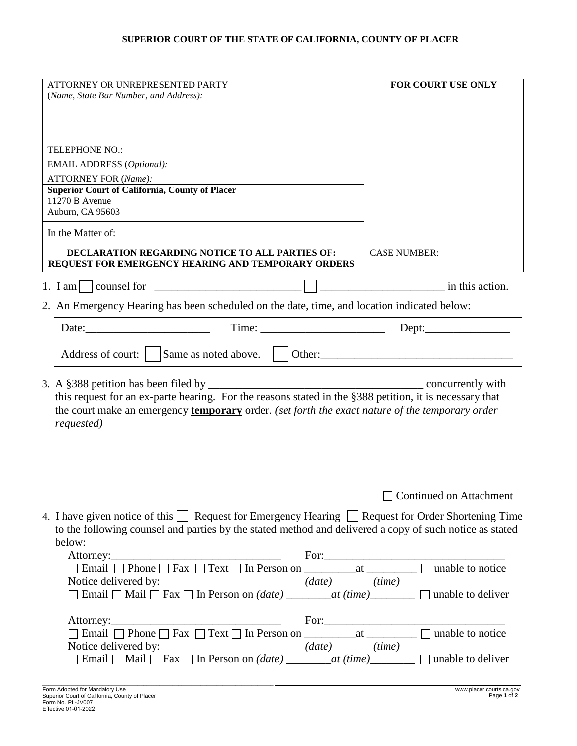**SUPERIOR COURT OF THE STATE OF CALIFORNIA, COUNTY OF PLACER**

| ATTORNEY OR UNREPRESENTED PARTY (*Name, State Bar Number, and Address):* <br><br> TELEPHONE NO.: <br> EMAIL ADDRESS (*Optional):* <br> ATTORNEY FOR (*Name):* | **FOR COURT USE ONLY** |
|---|---|
| **Superior Court of California, County of Placer** <br> 11270 B Avenue <br> Auburn, CA 95603 | |
| In the Matter of: | |
| **DECLARATION REGARDING NOTICE TO ALL PARTIES OF: REQUEST FOR EMERGENCY HEARING AND TEMPORARY ORDERS** | CASE NUMBER: |

1. I am ☐ counsel for \_\_\_\_\_\_\_\_\_\_\_\_\_\_\_\_\_\_\_\_\_\_\_\_\_\_ ☐ \_\_\_\_\_\_\_\_\_\_\_\_\_\_\_\_\_\_\_\_\_\_ in this action.

2. An Emergency Hearing has been scheduled on the date, time, and location indicated below:

   Date:\_\_\_\_\_\_\_\_\_\_\_\_\_\_\_\_\_\_\_\_\_\_ Time: \_\_\_\_\_\_\_\_\_\_\_\_\_\_\_\_\_\_\_\_\_\_ Dept:\_\_\_\_\_\_\_\_\_\_\_\_\_\_\_

   Address of court: ☐ Same as noted above. ☐ Other:\_\_\_\_\_\_\_\_\_\_\_\_\_\_\_\_\_\_\_\_\_\_\_\_\_\_\_\_\_\_\_\_\_\_

3. A §388 petition has been filed by \_\_\_\_\_\_\_\_\_\_\_\_\_\_\_\_\_\_\_\_\_\_\_\_\_\_\_\_\_\_\_\_\_\_\_\_\_\_ concurrently with this request for an ex-parte hearing. For the reasons stated in the §388 petition, it is necessary that the court make an emergency **temporary** order. *(set forth the exact nature of the temporary order requested)*

   ☐ Continued on Attachment

4. I have given notice of this ☐ Request for Emergency Hearing ☐ Request for Order Shortening Time to the following counsel and parties by the stated method and delivered a copy of such notice as stated below:

   Attorney:\_\_\_\_\_\_\_\_\_\_\_\_\_\_\_\_\_\_\_\_\_\_\_\_\_\_\_\_\_\_ For:\_\_\_\_\_\_\_\_\_\_\_\_\_\_\_\_\_\_\_\_\_\_\_\_\_\_\_\_\_\_\_\_
   ☐ Email ☐ Phone ☐ Fax ☐ Text ☐ In Person on \_\_\_\_\_\_\_\_\_ *(date)* at \_\_\_\_\_\_\_\_\_ *(time)* ☐ unable to notice
   Notice delivered by:
   ☐ Email ☐ Mail ☐ Fax ☐ In Person on *(date)* \_\_\_\_\_\_\_\_ *at (time)*\_\_\_\_\_\_\_\_ ☐ unable to deliver

   Attorney:\_\_\_\_\_\_\_\_\_\_\_\_\_\_\_\_\_\_\_\_\_\_\_\_\_\_\_\_\_\_ For:\_\_\_\_\_\_\_\_\_\_\_\_\_\_\_\_\_\_\_\_\_\_\_\_\_\_\_\_\_\_\_\_
   ☐ Email ☐ Phone ☐ Fax ☐ Text ☐ In Person on \_\_\_\_\_\_\_\_\_ *(date)* at \_\_\_\_\_\_\_\_\_ *(time)* ☐ unable to notice
   Notice delivered by:
   ☐ Email ☐ Mail ☐ Fax ☐ In Person on *(date)* \_\_\_\_\_\_\_\_ *at (time)*\_\_\_\_\_\_\_\_ ☐ unable to deliver

Form Adopted for Mandatory Use
Superior Court of California, County of Placer
Form No. PL-JV007
Effective 01-01-2022

www.placer.courts.ca.gov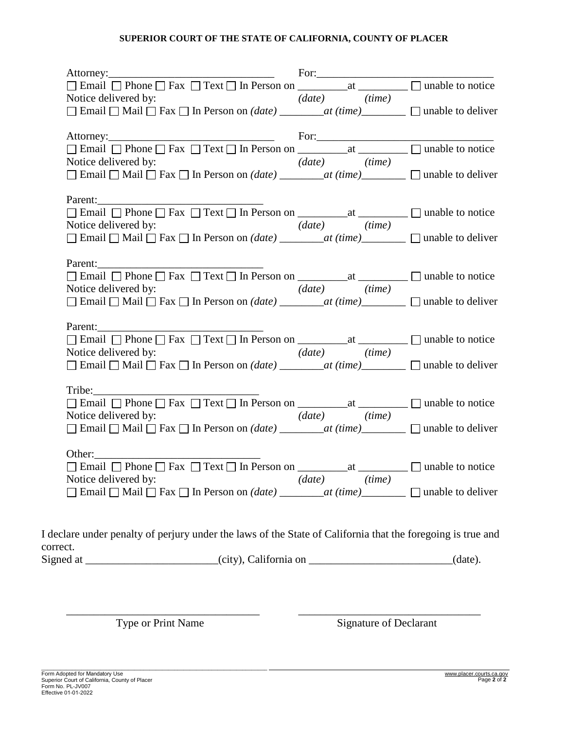**SUPERIOR COURT OF THE STATE OF CALIFORNIA, COUNTY OF PLACER**

Attorney:______________________________ For:______________________________
☐ Email ☐ Phone ☐ Fax ☐ Text ☐ In Person on _________at _________ ☐ unable to notice
Notice delivered by: *(date)* *(time)*
☐ Email ☐ Mail ☐ Fax ☐ In Person on *(date)* ________*at (time)*________ ☐ unable to deliver

Attorney:______________________________ For:______________________________
☐ Email ☐ Phone ☐ Fax ☐ Text ☐ In Person on _________at _________ ☐ unable to notice
Notice delivered by: *(date)* *(time)*
☐ Email ☐ Mail ☐ Fax ☐ In Person on *(date)* ________*at (time)*________ ☐ unable to deliver

Parent:______________________________
☐ Email ☐ Phone ☐ Fax ☐ Text ☐ In Person on _________at _________ ☐ unable to notice
Notice delivered by: *(date)* *(time)*
☐ Email ☐ Mail ☐ Fax ☐ In Person on *(date)* ________*at (time)*________ ☐ unable to deliver

Parent:______________________________
☐ Email ☐ Phone ☐ Fax ☐ Text ☐ In Person on _________at _________ ☐ unable to notice
Notice delivered by: *(date)* *(time)*
☐ Email ☐ Mail ☐ Fax ☐ In Person on *(date)* ________*at (time)*________ ☐ unable to deliver

Parent:______________________________
☐ Email ☐ Phone ☐ Fax ☐ Text ☐ In Person on _________at _________ ☐ unable to notice
Notice delivered by: *(date)* *(time)*
☐ Email ☐ Mail ☐ Fax ☐ In Person on *(date)* ________*at (time)*________ ☐ unable to deliver

Tribe:______________________________
☐ Email ☐ Phone ☐ Fax ☐ Text ☐ In Person on _________at _________ ☐ unable to notice
Notice delivered by: *(date)* *(time)*
☐ Email ☐ Mail ☐ Fax ☐ In Person on *(date)* ________*at (time)*________ ☐ unable to deliver

Other:______________________________
☐ Email ☐ Phone ☐ Fax ☐ Text ☐ In Person on _________at _________ ☐ unable to notice
Notice delivered by: *(date)* *(time)*
☐ Email ☐ Mail ☐ Fax ☐ In Person on *(date)* ________*at (time)*________ ☐ unable to deliver

I declare under penalty of perjury under the laws of the State of California that the foregoing is true and correct.
Signed at ________________________(city), California on __________________________(date).

___________________________________ ___________________________________
Type or Print Name Signature of Declarant

Form Adopted for Mandatory Use
Superior Court of California, County of Placer
Form No. PL-JV007
Effective 01-01-2022

www.placer.courts.ca.gov